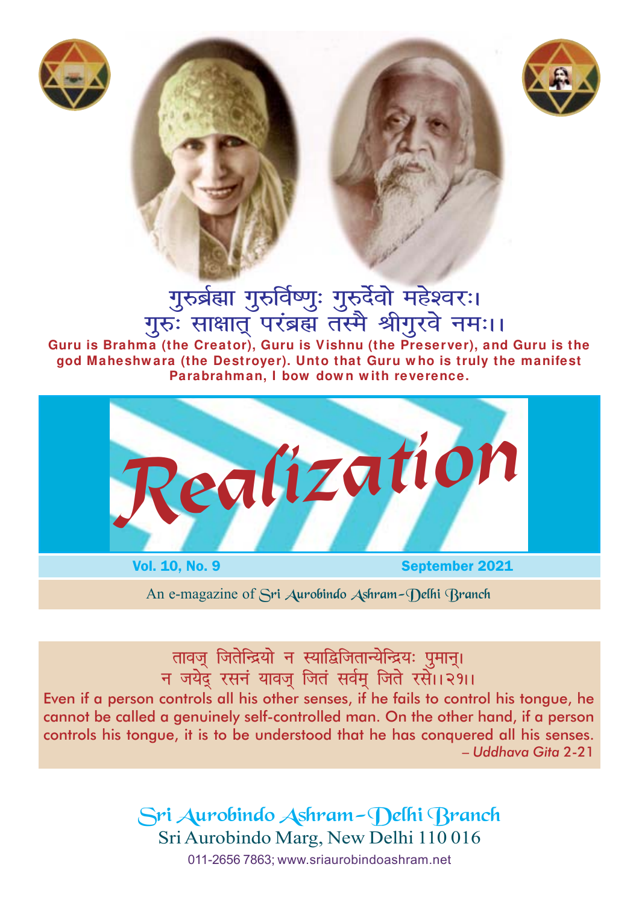गुरुर्ब्रह्मा गुरुर्विष्णुः गुरुर्देवो महेश्वरः।
गुरुः साक्षात् परंब्रह्म तस्मै श्रीगुरवे नमः।।

**Guru is Brahma (the Creator), Guru is Vishnu (the Preserver), and Guru is the god Maheshwara (the Destroyer). Unto that Guru who is truly the manifest Parabrahman, I bow down with reverence.**

# Realization

**Vol. 10, No. 9** **September 2021**

An e-magazine of Sri Aurobindo Ashram–Delhi Branch

तावज् जितेन्द्रियो न स्याद्विजितान्येन्द्रियः पुमान्।
न जयेद् रसनं यावज् जितं सर्वम् जिते रसे।।२१।।

Even if a person controls all his other senses, if he fails to control his tongue, he cannot be called a genuinely self-controlled man. On the other hand, if a person controls his tongue, it is to be understood that he has conquered all his senses.

– *Uddhava Gita* 2-21

Sri Aurobindo Ashram–Delhi Branch
Sri Aurobindo Marg, New Delhi 110 016
011-2656 7863; www.sriaurobindoashram.net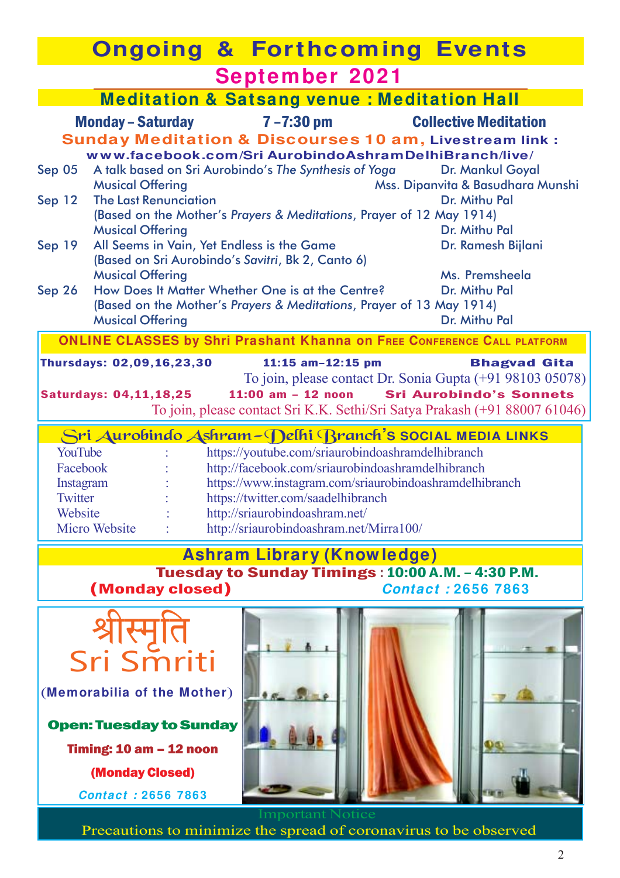# Ongoing & Forthcoming Events

## September 2021

### Meditation & Satsang venue : Meditation Hall

**Monday – Saturday** **7 –7:30 pm** **Collective Meditation**

**Sunday Meditation & Discourses 10 am, Livestream link : www.facebook.com/Sri AurobindoAshramDelhiBranch/live/**

| Date | Event | Speaker |
|---|---|---|
| Sep 05 | A talk based on Sri Aurobindo's *The Synthesis of Yoga* | Dr. Mankul Goyal |
| | Musical Offering | Mss. Dipanvita & Basudhara Munshi |
| Sep 12 | The Last Renunciation (Based on the Mother's *Prayers & Meditations*, Prayer of 12 May 1914) | Dr. Mithu Pal |
| | Musical Offering | Dr. Mithu Pal |
| Sep 19 | All Seems in Vain, Yet Endless is the Game (Based on Sri Aurobindo's *Savitri*, Bk 2, Canto 6) | Dr. Ramesh Bijlani |
| | Musical Offering | Ms. Premsheela |
| Sep 26 | How Does It Matter Whether One is at the Centre? (Based on the Mother's *Prayers & Meditations*, Prayer of 13 May 1914) | Dr. Mithu Pal |
| | Musical Offering | Dr. Mithu Pal |

### ONLINE CLASSES by Shri Prashant Khanna on Free Conference Call platform

**Thursdays: 02,09,16,23,30** **11:15 am–12:15 pm** **Bhagvad Gita**
To join, please contact Dr. Sonia Gupta (+91 98103 05078)

**Saturdays: 04,11,18,25** **11:00 am – 12 noon** **Sri Aurobindo's Sonnets**
To join, please contact Sri K.K. Sethi/Sri Satya Prakash (+91 88007 61046)

### Sri Aurobindo Ashram–Delhi Branch's SOCIAL MEDIA LINKS

| | | |
|---|---|---|
| YouTube | : | https://youtube.com/sriaurobindoashramdelhibranch |
| Facebook | : | http://facebook.com/sriaurobindoashramdelhibranch |
| Instagram | : | https://www.instagram.com/sriaurobindoashramdelhibranch |
| Twitter | : | https://twitter.com/saadelhibranch |
| Website | : | http://sriaurobindoashram.net/ |
| Micro Website | : | http://sriaurobindoashram.net/Mirra100/ |

### Ashram Library (Knowledge)

**Tuesday to Sunday Timings : 10:00 A.M. – 4:30 P.M.**
**(Monday closed)** *Contact :* **2656 7863**

### श्रीस्मृति Sri Smriti

**(Memorabilia of the Mother)**

**Open: Tuesday to Sunday**

**Timing: 10 am – 12 noon**

**(Monday Closed)**

*Contact :* **2656 7863**

Important Notice

Precautions to minimize the spread of coronavirus to be observed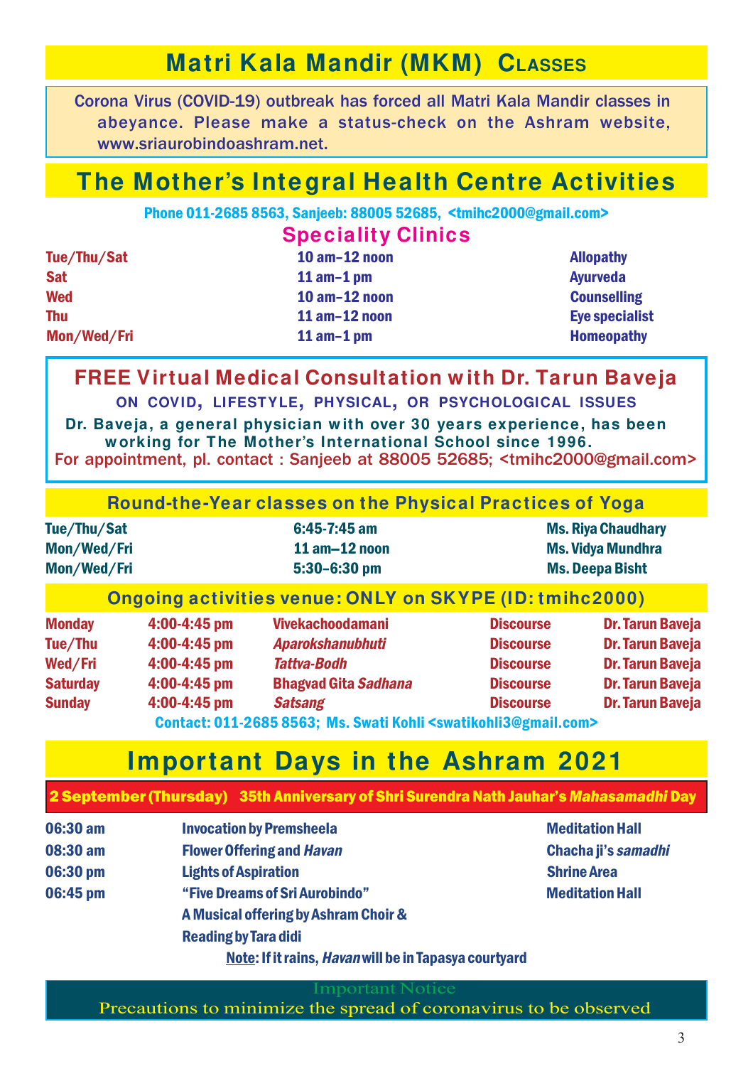## Matri Kala Mandir (MKM) Classes

Corona Virus (COVID-19) outbreak has forced all Matri Kala Mandir classes in abeyance. Please make a status-check on the Ashram website, www.sriaurobindoashram.net.

## The Mother's Integral Health Centre Activities

Phone 011-2685 8563, Sanjeeb: 88005 52685, <tmihc2000@gmail.com>

### Speciality Clinics

| Days | Time | Clinic |
|---|---|---|
| Tue/Thu/Sat | 10 am–12 noon | Allopathy |
| Sat | 11 am–1 pm | Ayurveda |
| Wed | 10 am–12 noon | Counselling |
| Thu | 11 am–12 noon | Eye specialist |
| Mon/Wed/Fri | 11 am–1 pm | Homeopathy |

### FREE Virtual Medical Consultation with Dr. Tarun Baveja

ON COVID, LIFESTYLE, PHYSICAL, OR PSYCHOLOGICAL ISSUES

Dr. Baveja, a general physician with over 30 years experience, has been working for The Mother's International School since 1996.

For appointment, pl. contact : Sanjeeb at 88005 52685; <tmihc2000@gmail.com>

### Round-the-Year classes on the Physical Practices of Yoga

| Days | Time | Teacher |
|---|---|---|
| Tue/Thu/Sat | 6:45-7:45 am | Ms. Riya Chaudhary |
| Mon/Wed/Fri | 11 am–12 noon | Ms. Vidya Mundhra |
| Mon/Wed/Fri | 5:30–6:30 pm | Ms. Deepa Bisht |

### Ongoing activities venue: ONLY on SKYPE (ID: tmihc2000)

| Day | Time | Topic | Type | Speaker |
|---|---|---|---|---|
| Monday | 4:00-4:45 pm | Vivekachoodamani | Discourse | Dr. Tarun Baveja |
| Tue/Thu | 4:00-4:45 pm | *Aparokshanubhuti* | Discourse | Dr. Tarun Baveja |
| Wed/Fri | 4:00-4:45 pm | *Tattva-Bodh* | Discourse | Dr. Tarun Baveja |
| Saturday | 4:00-4:45 pm | Bhagvad Gita *Sadhana* | Discourse | Dr. Tarun Baveja |
| Sunday | 4:00-4:45 pm | *Satsang* | Discourse | Dr. Tarun Baveja |

Contact: 011-2685 8563; Ms. Swati Kohli <swatikohli3@gmail.com>

## Important Days in the Ashram 2021

**2 September (Thursday)  35th Anniversary of Shri Surendra Nath Jauhar's *Mahasamadhi* Day**

| Time | Programme | Venue |
|---|---|---|
| 06:30 am | Invocation by Premsheela | Meditation Hall |
| 08:30 am | Flower Offering and *Havan* | Chacha ji's *samadhi* |
| 06:30 pm | Lights of Aspiration | Shrine Area |
| 06:45 pm | "Five Dreams of Sri Aurobindo" A Musical offering by Ashram Choir & Reading by Tara didi | Meditation Hall |

Note: If it rains, *Havan* will be in Tapasya courtyard

Important Notice

Precautions to minimize the spread of coronavirus to be observed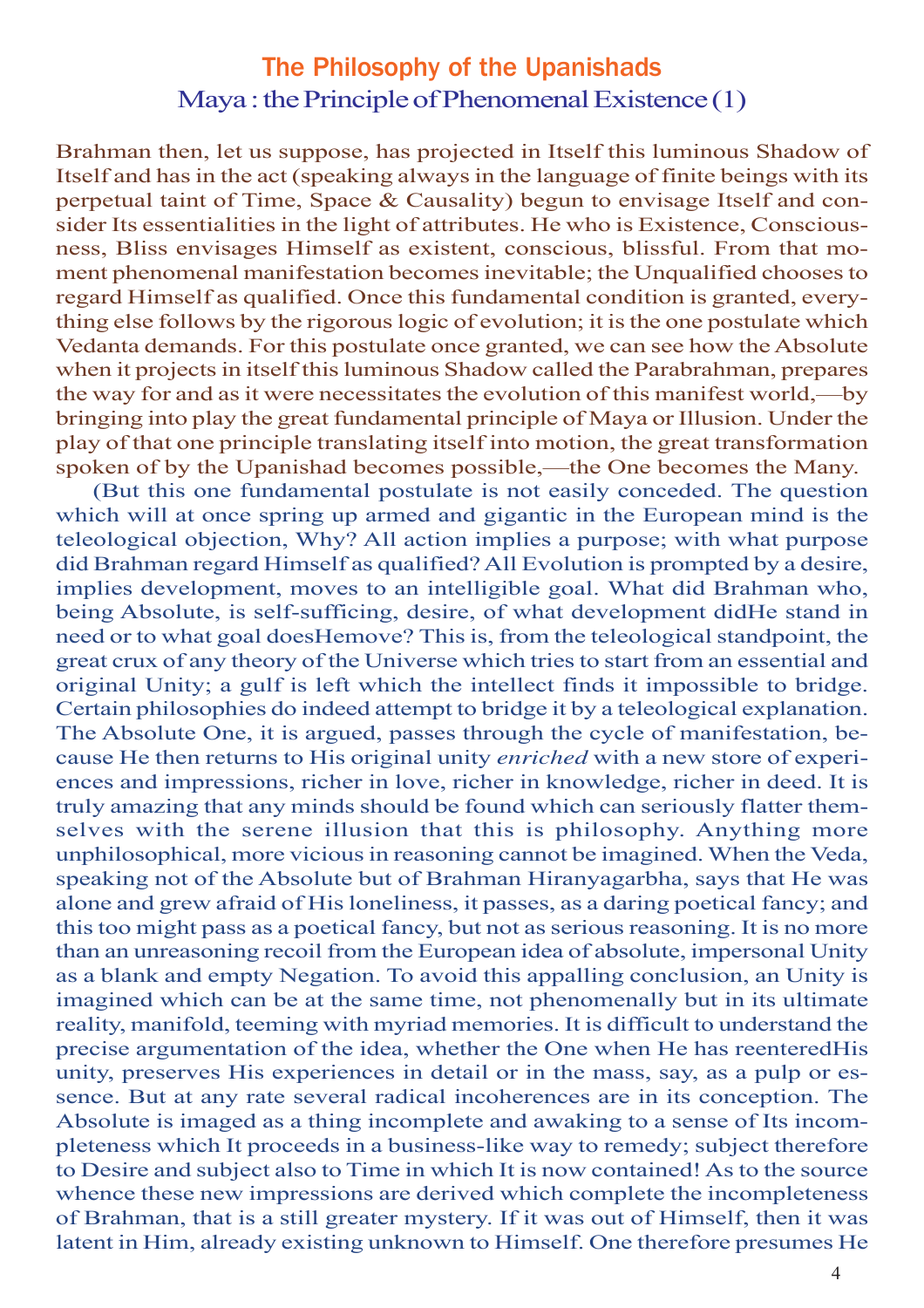# The Philosophy of the Upanishads

## Maya : the Principle of Phenomenal Existence (1)

Brahman then, let us suppose, has projected in Itself this luminous Shadow of Itself and has in the act (speaking always in the language of finite beings with its perpetual taint of Time, Space & Causality) begun to envisage Itself and consider Its essentialities in the light of attributes. He who is Existence, Consciousness, Bliss envisages Himself as existent, conscious, blissful. From that moment phenomenal manifestation becomes inevitable; the Unqualified chooses to regard Himself as qualified. Once this fundamental condition is granted, everything else follows by the rigorous logic of evolution; it is the one postulate which Vedanta demands. For this postulate once granted, we can see how the Absolute when it projects in itself this luminous Shadow called the Parabrahman, prepares the way for and as it were necessitates the evolution of this manifest world,—by bringing into play the great fundamental principle of Maya or Illusion. Under the play of that one principle translating itself into motion, the great transformation spoken of by the Upanishad becomes possible,—the One becomes the Many.

(But this one fundamental postulate is not easily conceded. The question which will at once spring up armed and gigantic in the European mind is the teleological objection, Why? All action implies a purpose; with what purpose did Brahman regard Himself as qualified? All Evolution is prompted by a desire, implies development, moves to an intelligible goal. What did Brahman who, being Absolute, is self-sufficing, desire, of what development didHe stand in need or to what goal doesHemove? This is, from the teleological standpoint, the great crux of any theory of the Universe which tries to start from an essential and original Unity; a gulf is left which the intellect finds it impossible to bridge. Certain philosophies do indeed attempt to bridge it by a teleological explanation. The Absolute One, it is argued, passes through the cycle of manifestation, because He then returns to His original unity *enriched* with a new store of experiences and impressions, richer in love, richer in knowledge, richer in deed. It is truly amazing that any minds should be found which can seriously flatter themselves with the serene illusion that this is philosophy. Anything more unphilosophical, more vicious in reasoning cannot be imagined. When the Veda, speaking not of the Absolute but of Brahman Hiranyagarbha, says that He was alone and grew afraid of His loneliness, it passes, as a daring poetical fancy; and this too might pass as a poetical fancy, but not as serious reasoning. It is no more than an unreasoning recoil from the European idea of absolute, impersonal Unity as a blank and empty Negation. To avoid this appalling conclusion, an Unity is imagined which can be at the same time, not phenomenally but in its ultimate reality, manifold, teeming with myriad memories. It is difficult to understand the precise argumentation of the idea, whether the One when He has reenteredHis unity, preserves His experiences in detail or in the mass, say, as a pulp or essence. But at any rate several radical incoherences are in its conception. The Absolute is imaged as a thing incomplete and awaking to a sense of Its incompleteness which It proceeds in a business-like way to remedy; subject therefore to Desire and subject also to Time in which It is now contained! As to the source whence these new impressions are derived which complete the incompleteness of Brahman, that is a still greater mystery. If it was out of Himself, then it was latent in Him, already existing unknown to Himself. One therefore presumes He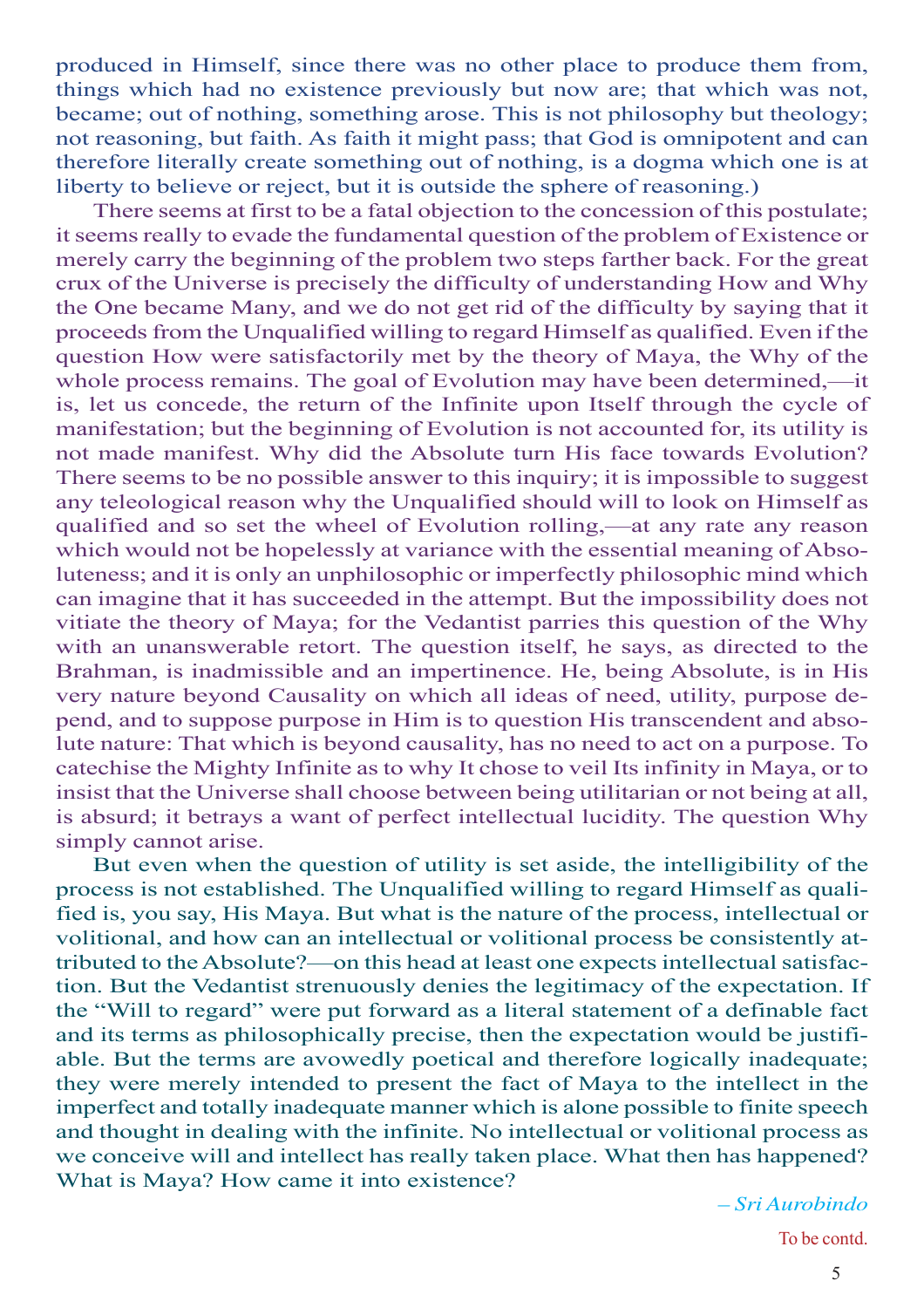produced in Himself, since there was no other place to produce them from, things which had no existence previously but now are; that which was not, became; out of nothing, something arose. This is not philosophy but theology; not reasoning, but faith. As faith it might pass; that God is omnipotent and can therefore literally create something out of nothing, is a dogma which one is at liberty to believe or reject, but it is outside the sphere of reasoning.)

There seems at first to be a fatal objection to the concession of this postulate; it seems really to evade the fundamental question of the problem of Existence or merely carry the beginning of the problem two steps farther back. For the great crux of the Universe is precisely the difficulty of understanding How and Why the One became Many, and we do not get rid of the difficulty by saying that it proceeds from the Unqualified willing to regard Himself as qualified. Even if the question How were satisfactorily met by the theory of Maya, the Why of the whole process remains. The goal of Evolution may have been determined,—it is, let us concede, the return of the Infinite upon Itself through the cycle of manifestation; but the beginning of Evolution is not accounted for, its utility is not made manifest. Why did the Absolute turn His face towards Evolution? There seems to be no possible answer to this inquiry; it is impossible to suggest any teleological reason why the Unqualified should will to look on Himself as qualified and so set the wheel of Evolution rolling,—at any rate any reason which would not be hopelessly at variance with the essential meaning of Absoluteness; and it is only an unphilosophic or imperfectly philosophic mind which can imagine that it has succeeded in the attempt. But the impossibility does not vitiate the theory of Maya; for the Vedantist parries this question of the Why with an unanswerable retort. The question itself, he says, as directed to the Brahman, is inadmissible and an impertinence. He, being Absolute, is in His very nature beyond Causality on which all ideas of need, utility, purpose depend, and to suppose purpose in Him is to question His transcendent and absolute nature: That which is beyond causality, has no need to act on a purpose. To catechise the Mighty Infinite as to why It chose to veil Its infinity in Maya, or to insist that the Universe shall choose between being utilitarian or not being at all, is absurd; it betrays a want of perfect intellectual lucidity. The question Why simply cannot arise.

But even when the question of utility is set aside, the intelligibility of the process is not established. The Unqualified willing to regard Himself as qualified is, you say, His Maya. But what is the nature of the process, intellectual or volitional, and how can an intellectual or volitional process be consistently attributed to the Absolute?—on this head at least one expects intellectual satisfaction. But the Vedantist strenuously denies the legitimacy of the expectation. If the "Will to regard" were put forward as a literal statement of a definable fact and its terms as philosophically precise, then the expectation would be justifiable. But the terms are avowedly poetical and therefore logically inadequate; they were merely intended to present the fact of Maya to the intellect in the imperfect and totally inadequate manner which is alone possible to finite speech and thought in dealing with the infinite. No intellectual or volitional process as we conceive will and intellect has really taken place. What then has happened? What is Maya? How came it into existence?

*– Sri Aurobindo*

To be contd.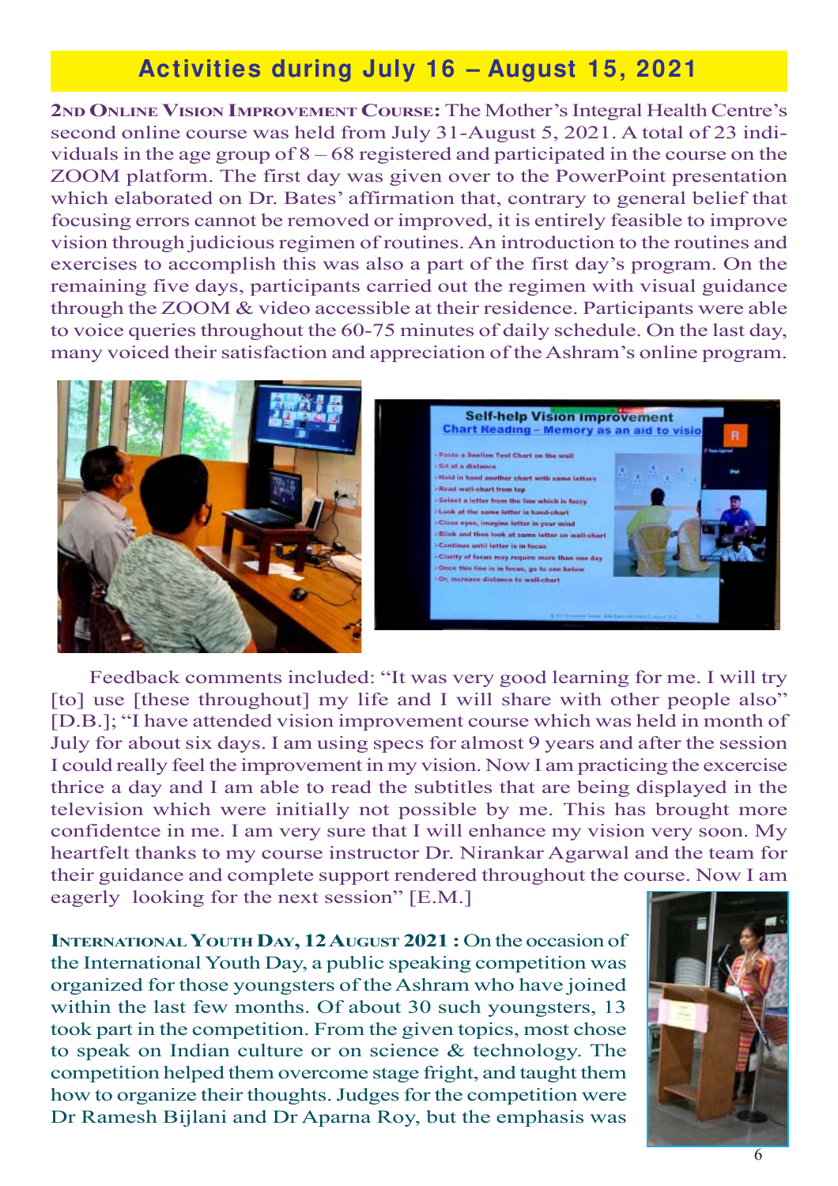## Activities during July 16 – August 15, 2021

**2nd Online Vision Improvement Course:** The Mother's Integral Health Centre's second online course was held from July 31-August 5, 2021. A total of 23 individuals in the age group of 8 – 68 registered and participated in the course on the ZOOM platform. The first day was given over to the PowerPoint presentation which elaborated on Dr. Bates' affirmation that, contrary to general belief that focusing errors cannot be removed or improved, it is entirely feasible to improve vision through judicious regimen of routines. An introduction to the routines and exercises to accomplish this was also a part of the first day's program. On the remaining five days, participants carried out the regimen with visual guidance through the ZOOM & video accessible at their residence. Participants were able to voice queries throughout the 60-75 minutes of daily schedule. On the last day, many voiced their satisfaction and appreciation of the Ashram's online program.

Feedback comments included: "It was very good learning for me. I will try [to] use [these throughout] my life and I will share with other people also" [D.B.]; "I have attended vision improvement course which was held in month of July for about six days. I am using specs for almost 9 years and after the session I could really feel the improvement in my vision. Now I am practicing the excercise thrice a day and I am able to read the subtitles that are being displayed in the television which were initially not possible by me. This has brought more confidentce in me. I am very sure that I will enhance my vision very soon. My heartfelt thanks to my course instructor Dr. Nirankar Agarwal and the team for their guidance and complete support rendered throughout the course. Now I am eagerly looking for the next session" [E.M.]

**International Youth Day, 12 August 2021 :** On the occasion of the International Youth Day, a public speaking competition was organized for those youngsters of the Ashram who have joined within the last few months. Of about 30 such youngsters, 13 took part in the competition. From the given topics, most chose to speak on Indian culture or on science & technology. The competition helped them overcome stage fright, and taught them how to organize their thoughts. Judges for the competition were Dr Ramesh Bijlani and Dr Aparna Roy, but the emphasis was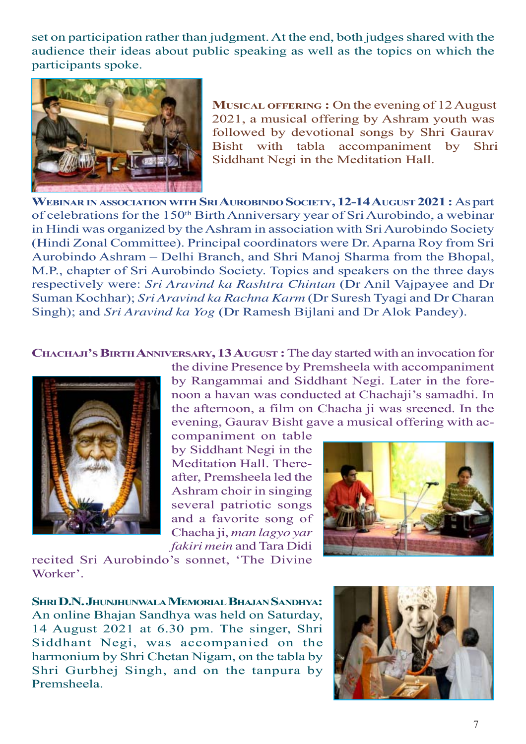set on participation rather than judgment. At the end, both judges shared with the audience their ideas about public speaking as well as the topics on which the participants spoke.

**Musical offering :** On the evening of 12 August 2021, a musical offering by Ashram youth was followed by devotional songs by Shri Gaurav Bisht with tabla accompaniment by Shri Siddhant Negi in the Meditation Hall.

**Webinar in association with Sri Aurobindo Society, 12-14 August 2021 :** As part of celebrations for the 150th Birth Anniversary year of Sri Aurobindo, a webinar in Hindi was organized by the Ashram in association with Sri Aurobindo Society (Hindi Zonal Committee). Principal coordinators were Dr. Aparna Roy from Sri Aurobindo Ashram – Delhi Branch, and Shri Manoj Sharma from the Bhopal, M.P., chapter of Sri Aurobindo Society. Topics and speakers on the three days respectively were: *Sri Aravind ka Rashtra Chintan* (Dr Anil Vajpayee and Dr Suman Kochhar); *Sri Aravind ka Rachna Karm* (Dr Suresh Tyagi and Dr Charan Singh); and *Sri Aravind ka Yog* (Dr Ramesh Bijlani and Dr Alok Pandey).

**Chachaji's Birth Anniversary, 13 August :** The day started with an invocation for the divine Presence by Premsheela with accompaniment by Rangammai and Siddhant Negi. Later in the fore-noon a havan was conducted at Chachaji's samadhi. In the afternoon, a film on Chacha ji was sreened. In the evening, Gaurav Bisht gave a musical offering with accompaniment on table by Siddhant Negi in the Meditation Hall. Thereafter, Premsheela led the Ashram choir in singing several patriotic songs and a favorite song of Chacha ji, *man lagyo yar fakiri mein* and Tara Didi recited Sri Aurobindo's sonnet, 'The Divine Worker'.

**Shri D.N. Jhunjhunwala Memorial Bhajan Sandhya:** An online Bhajan Sandhya was held on Saturday, 14 August 2021 at 6.30 pm. The singer, Shri Siddhant Negi, was accompanied on the harmonium by Shri Chetan Nigam, on the tabla by Shri Gurbhej Singh, and on the tanpura by Premsheela.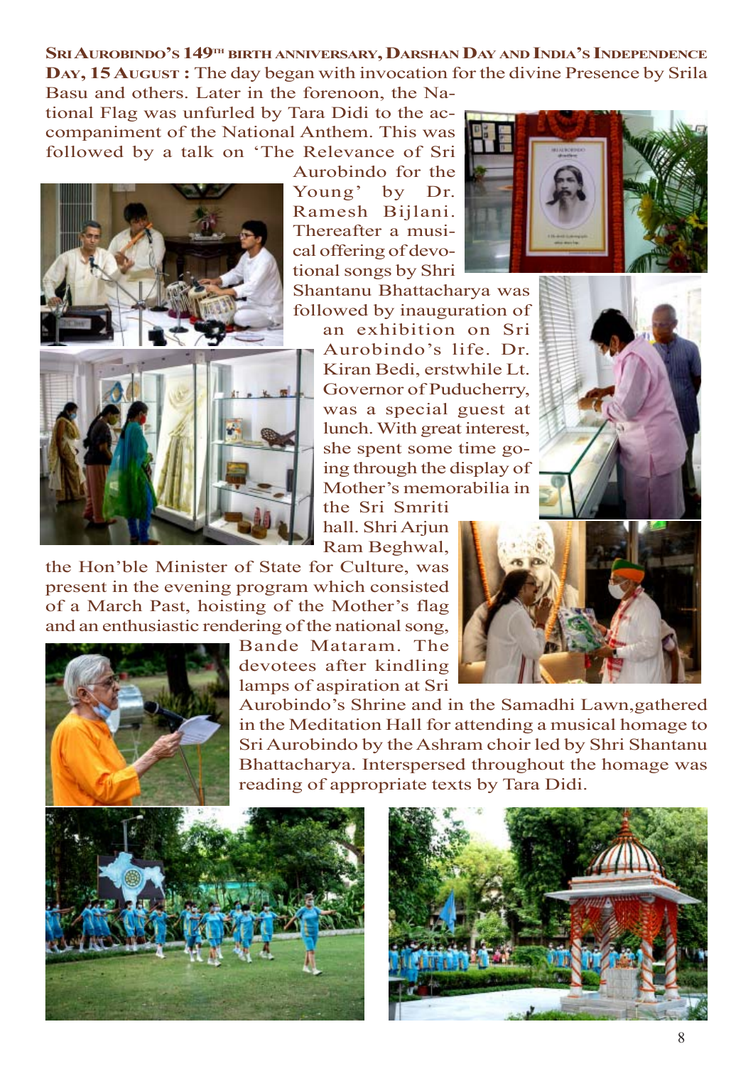**Sri Aurobindo's 149th birth anniversary, Darshan Day and India's Independence Day, 15 August :** The day began with invocation for the divine Presence by Srila Basu and others. Later in the forenoon, the National Flag was unfurled by Tara Didi to the accompaniment of the National Anthem. This was followed by a talk on 'The Relevance of Sri Aurobindo for the Young' by Dr. Ramesh Bijlani. Thereafter a musical offering of devotional songs by Shri Shantanu Bhattacharya was followed by inauguration of an exhibition on Sri Aurobindo's life. Dr. Kiran Bedi, erstwhile Lt. Governor of Puducherry, was a special guest at lunch. With great interest, she spent some time going through the display of Mother's memorabilia in the Sri Smriti hall. Shri Arjun Ram Beghwal, the Hon'ble Minister of State for Culture, was present in the evening program which consisted of a March Past, hoisting of the Mother's flag and an enthusiastic rendering of the national song, Bande Mataram. The devotees after kindling lamps of aspiration at Sri Aurobindo's Shrine and in the Samadhi Lawn,gathered in the Meditation Hall for attending a musical homage to Sri Aurobindo by the Ashram choir led by Shri Shantanu Bhattacharya. Interspersed throughout the homage was reading of appropriate texts by Tara Didi.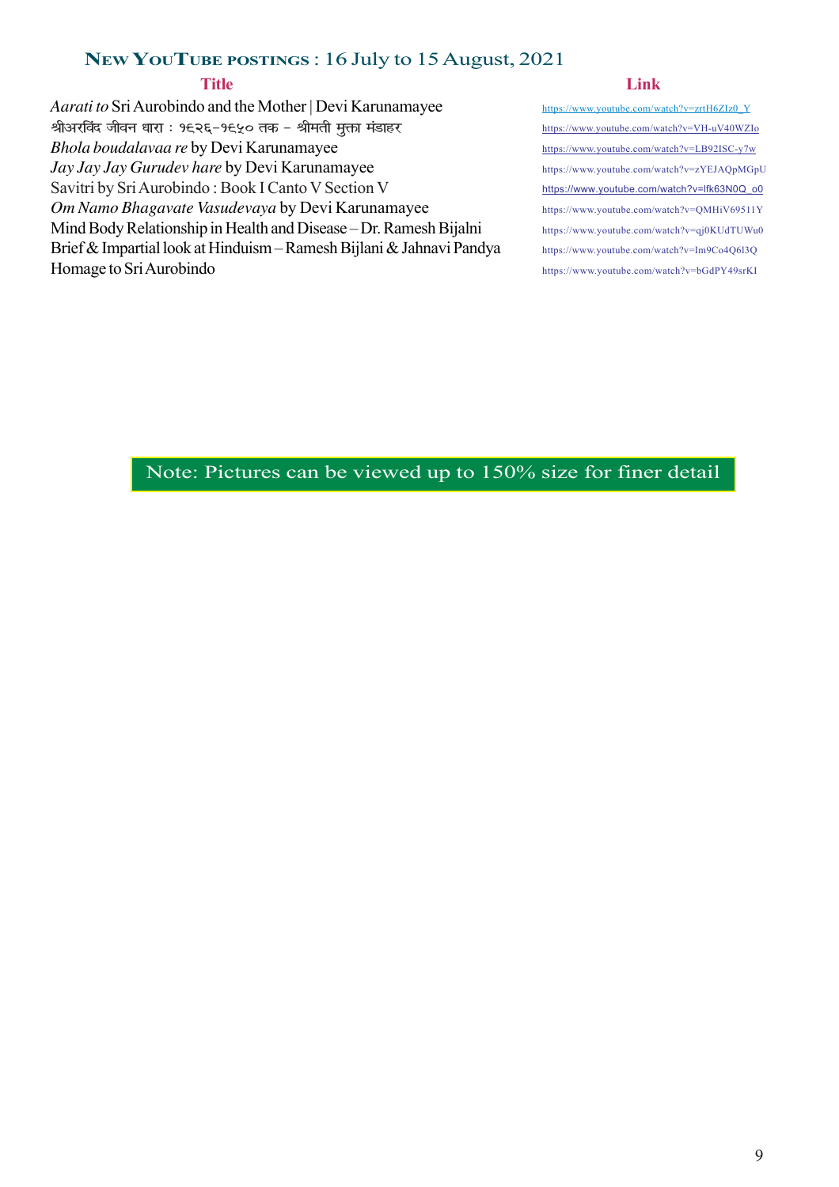## NEW YOUTUBE POSTINGS : 16 July to 15 August, 2021

| Title | Link |
|---|---|
| *Aarati to* Sri Aurobindo and the Mother \| Devi Karunamayee | https://www.youtube.com/watch?v=zrtH6ZIz0_Y |
| श्रीअरविंद जीवन धारा : १८२६–१९५० तक – श्रीमती मुक्ता मंडाहर | https://www.youtube.com/watch?v=VH-uV40WZIo |
| *Bhola boudalavaa re* by Devi Karunamayee | https://www.youtube.com/watch?v=LB92ISC-y7w |
| *Jay Jay Jay Gurudev hare* by Devi Karunamayee | https://www.youtube.com/watch?v=zYEJAQpMGpU |
| Savitri by Sri Aurobindo : Book I Canto V Section V | https://www.youtube.com/watch?v=lfk63N0Q_o0 |
| *Om Namo Bhagavate Vasudevaya* by Devi Karunamayee | https://www.youtube.com/watch?v=QMHiV69511Y |
| Mind Body Relationship in Health and Disease – Dr. Ramesh Bijalni | https://www.youtube.com/watch?v=qj0KUdTUWu0 |
| Brief & Impartial look at Hinduism – Ramesh Bijlani & Jahnavi Pandya | https://www.youtube.com/watch?v=Im9Co4Q6l3Q |
| Homage to Sri Aurobindo | https://www.youtube.com/watch?v=bGdPY49srKI |

Note: Pictures can be viewed up to 150% size for finer detail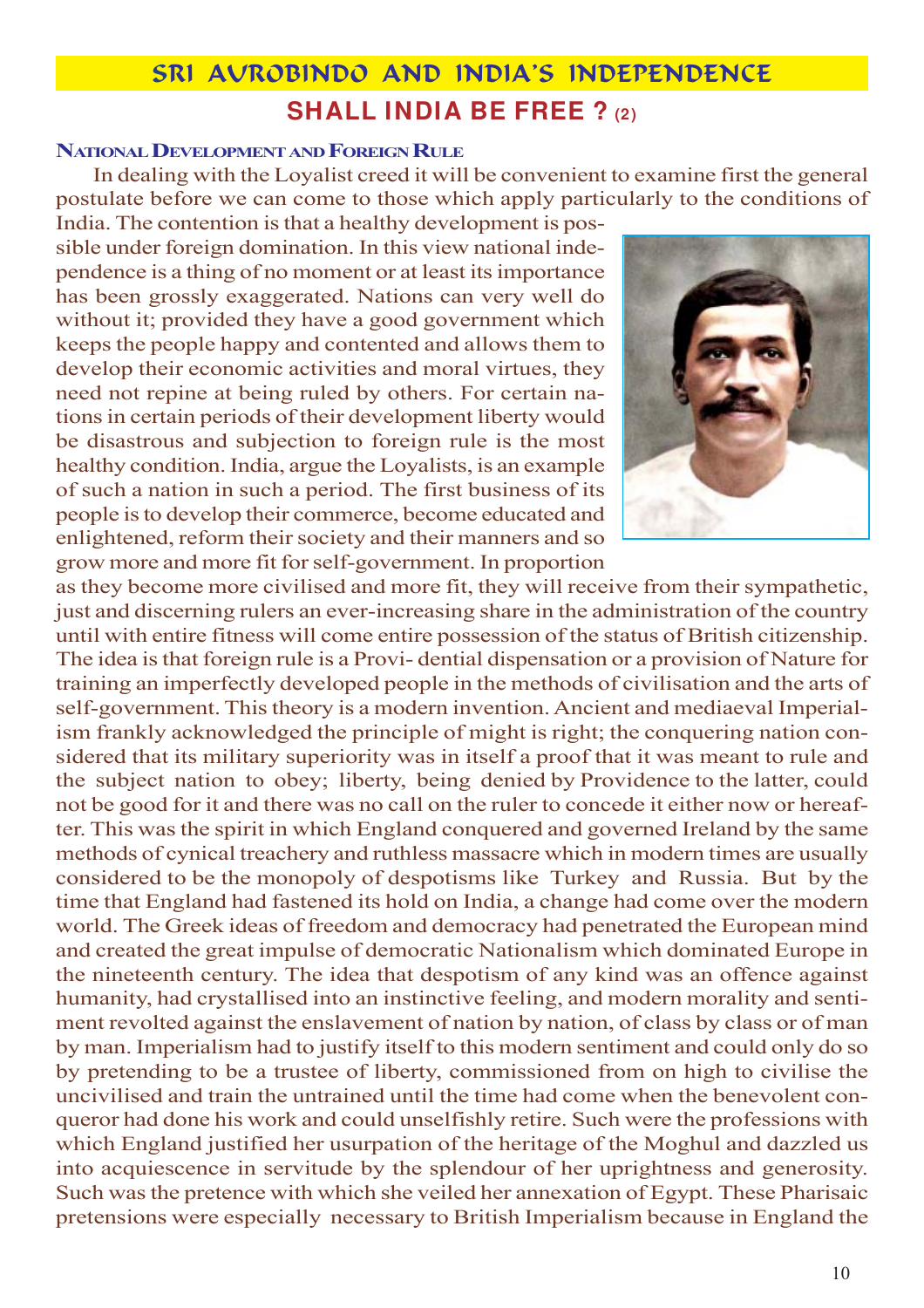## SRI AUROBINDO AND INDIA'S INDEPENDENCE

### SHALL INDIA BE FREE ? (2)

#### NATIONAL DEVELOPMENT AND FOREIGN RULE

In dealing with the Loyalist creed it will be convenient to examine first the general postulate before we can come to those which apply particularly to the conditions of India. The contention is that a healthy development is possible under foreign domination. In this view national independence is a thing of no moment or at least its importance has been grossly exaggerated. Nations can very well do without it; provided they have a good government which keeps the people happy and contented and allows them to develop their economic activities and moral virtues, they need not repine at being ruled by others. For certain nations in certain periods of their development liberty would be disastrous and subjection to foreign rule is the most healthy condition. India, argue the Loyalists, is an example of such a nation in such a period. The first business of its people is to develop their commerce, become educated and enlightened, reform their society and their manners and so grow more and more fit for self-government. In proportion as they become more civilised and more fit, they will receive from their sympathetic, just and discerning rulers an ever-increasing share in the administration of the country until with entire fitness will come entire possession of the status of British citizenship. The idea is that foreign rule is a Provi- dential dispensation or a provision of Nature for training an imperfectly developed people in the methods of civilisation and the arts of self-government. This theory is a modern invention. Ancient and mediaeval Imperialism frankly acknowledged the principle of might is right; the conquering nation considered that its military superiority was in itself a proof that it was meant to rule and the subject nation to obey; liberty, being denied by Providence to the latter, could not be good for it and there was no call on the ruler to concede it either now or hereafter. This was the spirit in which England conquered and governed Ireland by the same methods of cynical treachery and ruthless massacre which in modern times are usually considered to be the monopoly of despotisms like Turkey and Russia. But by the time that England had fastened its hold on India, a change had come over the modern world. The Greek ideas of freedom and democracy had penetrated the European mind and created the great impulse of democratic Nationalism which dominated Europe in the nineteenth century. The idea that despotism of any kind was an offence against humanity, had crystallised into an instinctive feeling, and modern morality and sentiment revolted against the enslavement of nation by nation, of class by class or of man by man. Imperialism had to justify itself to this modern sentiment and could only do so by pretending to be a trustee of liberty, commissioned from on high to civilise the uncivilised and train the untrained until the time had come when the benevolent conqueror had done his work and could unselfishly retire. Such were the professions with which England justified her usurpation of the heritage of the Moghul and dazzled us into acquiescence in servitude by the splendour of her uprightness and generosity. Such was the pretence with which she veiled her annexation of Egypt. These Pharisaic pretensions were especially necessary to British Imperialism because in England the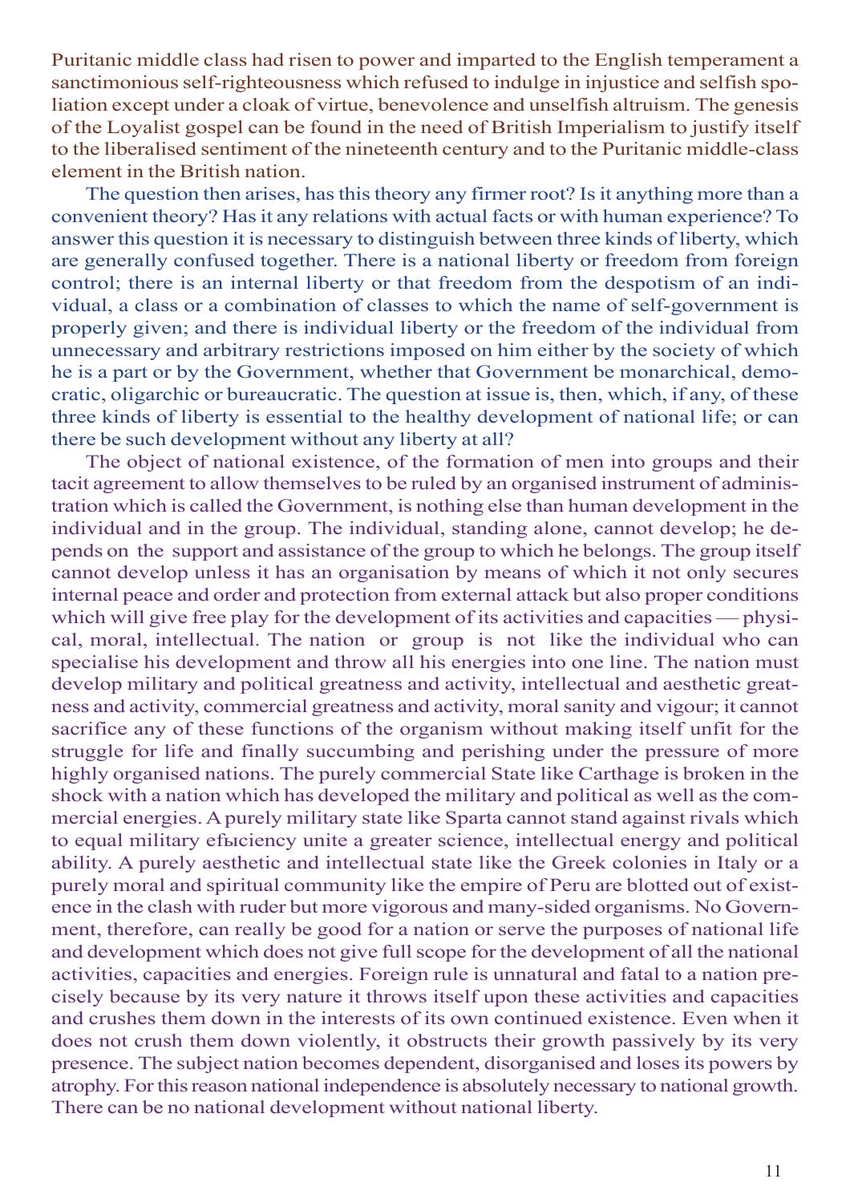Puritanic middle class had risen to power and imparted to the English temperament a sanctimonious self-righteousness which refused to indulge in injustice and selfish spoliation except under a cloak of virtue, benevolence and unselfish altruism. The genesis of the Loyalist gospel can be found in the need of British Imperialism to justify itself to the liberalised sentiment of the nineteenth century and to the Puritanic middle-class element in the British nation.

The question then arises, has this theory any firmer root? Is it anything more than a convenient theory? Has it any relations with actual facts or with human experience? To answer this question it is necessary to distinguish between three kinds of liberty, which are generally confused together. There is a national liberty or freedom from foreign control; there is an internal liberty or that freedom from the despotism of an individual, a class or a combination of classes to which the name of self-government is properly given; and there is individual liberty or the freedom of the individual from unnecessary and arbitrary restrictions imposed on him either by the society of which he is a part or by the Government, whether that Government be monarchical, democratic, oligarchic or bureaucratic. The question at issue is, then, which, if any, of these three kinds of liberty is essential to the healthy development of national life; or can there be such development without any liberty at all?

The object of national existence, of the formation of men into groups and their tacit agreement to allow themselves to be ruled by an organised instrument of administration which is called the Government, is nothing else than human development in the individual and in the group. The individual, standing alone, cannot develop; he depends on the support and assistance of the group to which he belongs. The group itself cannot develop unless it has an organisation by means of which it not only secures internal peace and order and protection from external attack but also proper conditions which will give free play for the development of its activities and capacities — physical, moral, intellectual. The nation or group is not like the individual who can specialise his development and throw all his energies into one line. The nation must develop military and political greatness and activity, intellectual and aesthetic greatness and activity, commercial greatness and activity, moral sanity and vigour; it cannot sacrifice any of these functions of the organism without making itself unfit for the struggle for life and finally succumbing and perishing under the pressure of more highly organised nations. The purely commercial State like Carthage is broken in the shock with a nation which has developed the military and political as well as the commercial energies. A purely military state like Sparta cannot stand against rivals which to equal military efficiency unite a greater science, intellectual energy and political ability. A purely aesthetic and intellectual state like the Greek colonies in Italy or a purely moral and spiritual community like the empire of Peru are blotted out of existence in the clash with ruder but more vigorous and many-sided organisms. No Government, therefore, can really be good for a nation or serve the purposes of national life and development which does not give full scope for the development of all the national activities, capacities and energies. Foreign rule is unnatural and fatal to a nation precisely because by its very nature it throws itself upon these activities and capacities and crushes them down in the interests of its own continued existence. Even when it does not crush them down violently, it obstructs their growth passively by its very presence. The subject nation becomes dependent, disorganised and loses its powers by atrophy. For this reason national independence is absolutely necessary to national growth. There can be no national development without national liberty.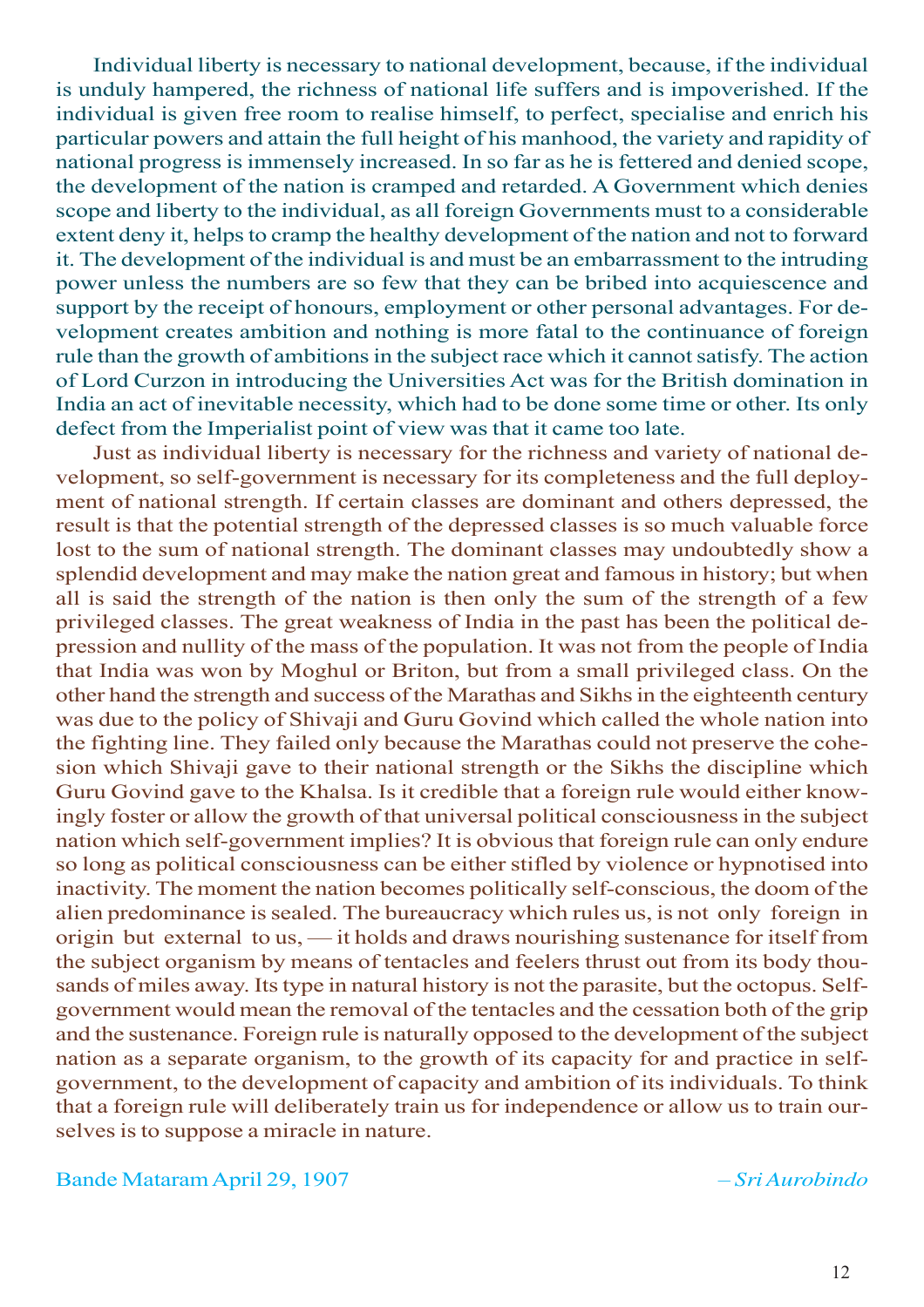Individual liberty is necessary to national development, because, if the individual is unduly hampered, the richness of national life suffers and is impoverished. If the individual is given free room to realise himself, to perfect, specialise and enrich his particular powers and attain the full height of his manhood, the variety and rapidity of national progress is immensely increased. In so far as he is fettered and denied scope, the development of the nation is cramped and retarded. A Government which denies scope and liberty to the individual, as all foreign Governments must to a considerable extent deny it, helps to cramp the healthy development of the nation and not to forward it. The development of the individual is and must be an embarrassment to the intruding power unless the numbers are so few that they can be bribed into acquiescence and support by the receipt of honours, employment or other personal advantages. For development creates ambition and nothing is more fatal to the continuance of foreign rule than the growth of ambitions in the subject race which it cannot satisfy. The action of Lord Curzon in introducing the Universities Act was for the British domination in India an act of inevitable necessity, which had to be done some time or other. Its only defect from the Imperialist point of view was that it came too late.

Just as individual liberty is necessary for the richness and variety of national development, so self-government is necessary for its completeness and the full deployment of national strength. If certain classes are dominant and others depressed, the result is that the potential strength of the depressed classes is so much valuable force lost to the sum of national strength. The dominant classes may undoubtedly show a splendid development and may make the nation great and famous in history; but when all is said the strength of the nation is then only the sum of the strength of a few privileged classes. The great weakness of India in the past has been the political depression and nullity of the mass of the population. It was not from the people of India that India was won by Moghul or Briton, but from a small privileged class. On the other hand the strength and success of the Marathas and Sikhs in the eighteenth century was due to the policy of Shivaji and Guru Govind which called the whole nation into the fighting line. They failed only because the Marathas could not preserve the cohesion which Shivaji gave to their national strength or the Sikhs the discipline which Guru Govind gave to the Khalsa. Is it credible that a foreign rule would either knowingly foster or allow the growth of that universal political consciousness in the subject nation which self-government implies? It is obvious that foreign rule can only endure so long as political consciousness can be either stifled by violence or hypnotised into inactivity. The moment the nation becomes politically self-conscious, the doom of the alien predominance is sealed. The bureaucracy which rules us, is not only foreign in origin but external to us, — it holds and draws nourishing sustenance for itself from the subject organism by means of tentacles and feelers thrust out from its body thousands of miles away. Its type in natural history is not the parasite, but the octopus. Self-government would mean the removal of the tentacles and the cessation both of the grip and the sustenance. Foreign rule is naturally opposed to the development of the subject nation as a separate organism, to the growth of its capacity for and practice in self-government, to the development of capacity and ambition of its individuals. To think that a foreign rule will deliberately train us for independence or allow us to train ourselves is to suppose a miracle in nature.

Bande Mataram April 29, 1907 — *Sri Aurobindo*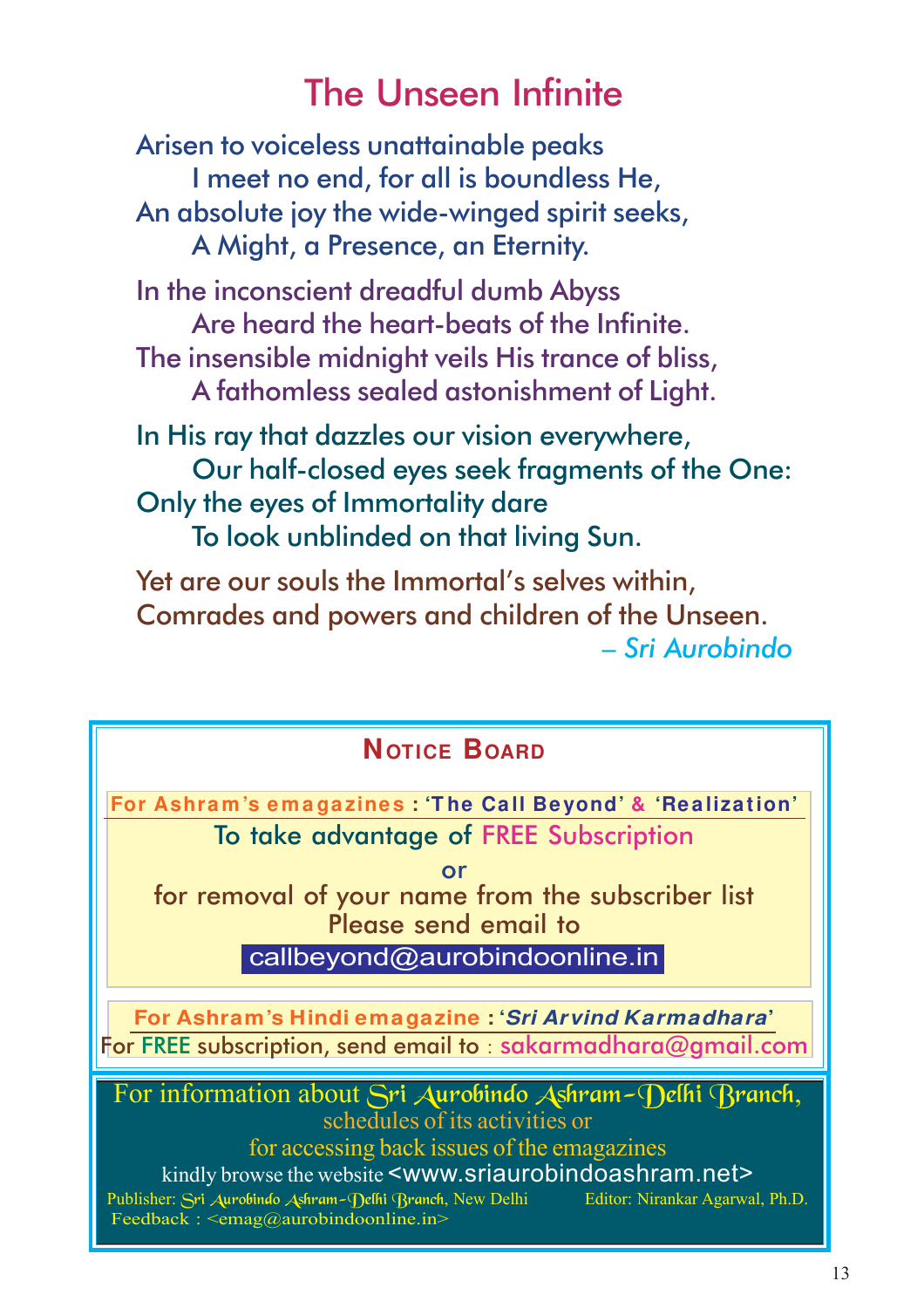# The Unseen Infinite

Arisen to voiceless unattainable peaks
I meet no end, for all is boundless He,
An absolute joy the wide-winged spirit seeks,
A Might, a Presence, an Eternity.

In the inconscient dreadful dumb Abyss
Are heard the heart-beats of the Infinite.
The insensible midnight veils His trance of bliss,
A fathomless sealed astonishment of Light.

In His ray that dazzles our vision everywhere,
Our half-closed eyes seek fragments of the One:
Only the eyes of Immortality dare
To look unblinded on that living Sun.

Yet are our souls the Immortal's selves within,
Comrades and powers and children of the Unseen.

*– Sri Aurobindo*

## NOTICE BOARD

**For Ashram's emagazines : 'The Call Beyond' & 'Realization'**

To take advantage of FREE Subscription
or
for removal of your name from the subscriber list
Please send email to
callbeyond@aurobindoonline.in

**For Ashram's Hindi emagazine : '*Sri Arvind Karmadhara*'**

For FREE subscription, send email to : sakarmadhara@gmail.com

For information about Sri Aurobindo Ashram-Delhi Branch,
schedules of its activities or
for accessing back issues of the emagazines
kindly browse the website <www.sriaurobindoashram.net>

Publisher: Sri Aurobindo Ashram-Delhi Branch, New Delhi
Editor: Nirankar Agarwal, Ph.D.
Feedback : <emag@aurobindoonline.in>